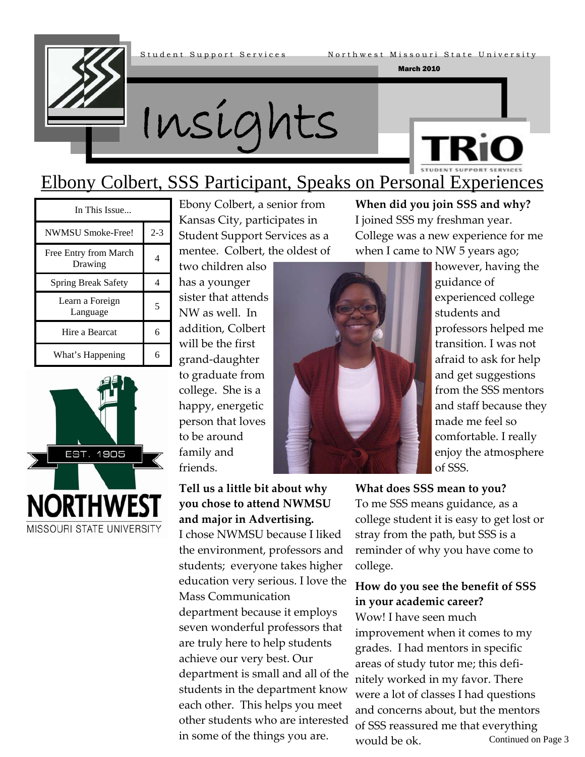Student Support Services    Northwest Missouri State University

March 2010

# Insights

# Elbony Colbert, SSS Participant, Speaks on Personal Experiences

| In This Issue... | |
|---|---|
| NWMSU Smoke-Free! | 2-3 |
| Free Entry from March Drawing | 4 |
| Spring Break Safety | 4 |
| Learn a Foreign Language | 5 |
| Hire a Bearcat | 6 |
| What's Happening | 6 |

Ebony Colbert, a senior from Kansas City, participates in Student Support Services as a mentee. Colbert, the oldest of two children also has a younger sister that attends NW as well. In addition, Colbert will be the first grand-daughter to graduate from college. She is a happy, energetic person that loves to be around family and friends.

**Tell us a little bit about why you chose to attend NWMSU and major in Advertising.**

I chose NWMSU because I liked the environment, professors and students; everyone takes higher education very serious. I love the Mass Communication department because it employs seven wonderful professors that are truly here to help students achieve our very best. Our department is small and all of the students in the department know each other. This helps you meet other students who are interested in some of the things you are.

**When did you join SSS and why?**

I joined SSS my freshman year. College was a new experience for me when I came to NW 5 years ago; however, having the guidance of experienced college students and professors helped me transition. I was not afraid to ask for help and get suggestions from the SSS mentors and staff because they made me feel so comfortable. I really enjoy the atmosphere of SSS.

**What does SSS mean to you?**

To me SSS means guidance, as a college student it is easy to get lost or stray from the path, but SSS is a reminder of why you have come to college.

**How do you see the benefit of SSS in your academic career?**

Wow! I have seen much improvement when it comes to my grades. I had mentors in specific areas of study tutor me; this definitely worked in my favor. There were a lot of classes I had questions and concerns about, but the mentors of SSS reassured me that everything would be ok.

Continued on Page 3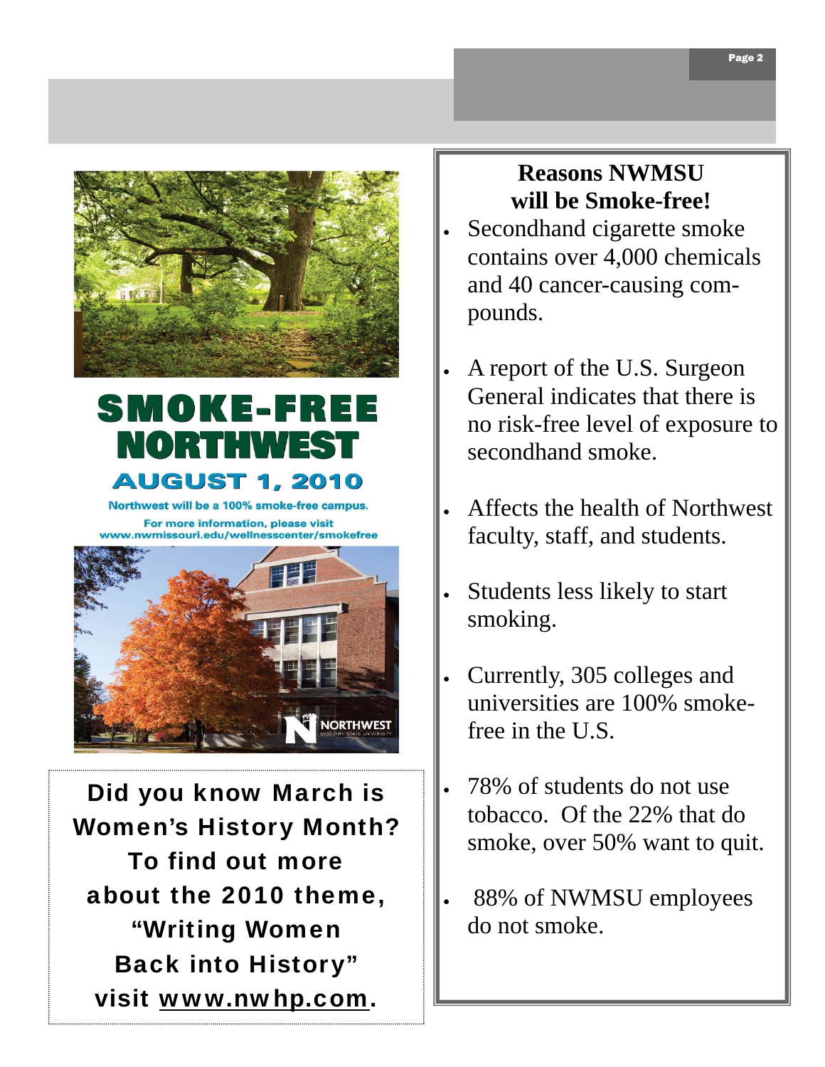# SMOKE-FREE NORTHWEST

## AUGUST 1, 2010

Northwest will be a 100% smoke-free campus.

For more information, please visit www.nwmissouri.edu/wellnesscenter/smokefree

**Did you know March is Women's History Month? To find out more about the 2010 theme, "Writing Women Back into History" visit www.nwhp.com.**

## Reasons NWMSU will be Smoke-free!

- Secondhand cigarette smoke contains over 4,000 chemicals and 40 cancer-causing compounds.
- A report of the U.S. Surgeon General indicates that there is no risk-free level of exposure to secondhand smoke.
- Affects the health of Northwest faculty, staff, and students.
- Students less likely to start smoking.
- Currently, 305 colleges and universities are 100% smoke-free in the U.S.
- 78% of students do not use tobacco. Of the 22% that do smoke, over 50% want to quit.
- 88% of NWMSU employees do not smoke.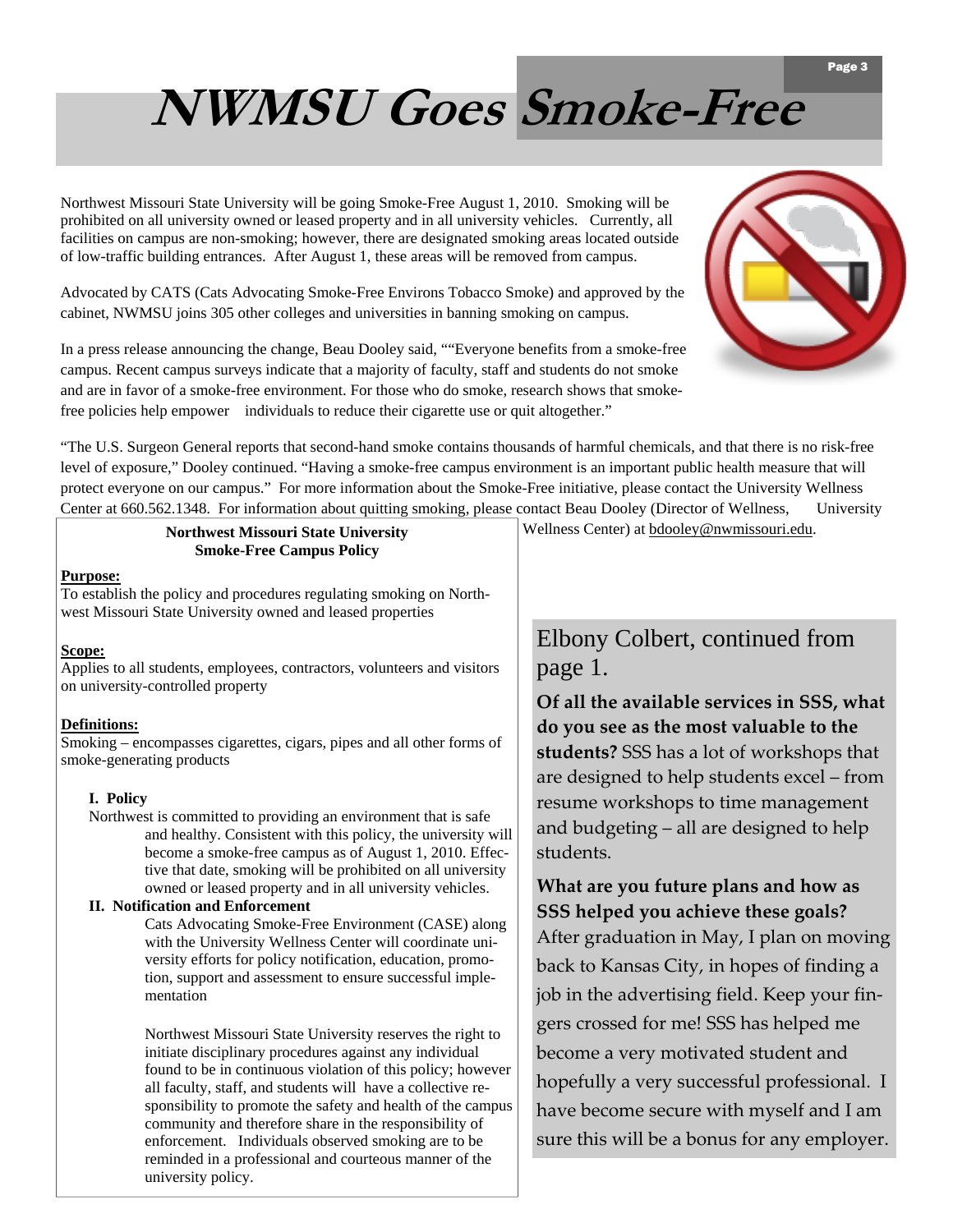# NWMSU Goes Smoke-Free

Northwest Missouri State University will be going Smoke-Free August 1, 2010. Smoking will be prohibited on all university owned or leased property and in all university vehicles. Currently, all facilities on campus are non-smoking; however, there are designated smoking areas located outside of low-traffic building entrances. After August 1, these areas will be removed from campus.

Advocated by CATS (Cats Advocating Smoke-Free Environs Tobacco Smoke) and approved by the cabinet, NWMSU joins 305 other colleges and universities in banning smoking on campus.

In a press release announcing the change, Beau Dooley said, ""Everyone benefits from a smoke-free campus. Recent campus surveys indicate that a majority of faculty, staff and students do not smoke and are in favor of a smoke-free environment. For those who do smoke, research shows that smoke-free policies help empower individuals to reduce their cigarette use or quit altogether."

"The U.S. Surgeon General reports that second-hand smoke contains thousands of harmful chemicals, and that there is no risk-free level of exposure," Dooley continued. "Having a smoke-free campus environment is an important public health measure that will protect everyone on our campus." For more information about the Smoke-Free initiative, please contact the University Wellness Center at 660.562.1348. For information about quitting smoking, please contact Beau Dooley (Director of Wellness, University Wellness Center) at bdooley@nwmissouri.edu.

**Northwest Missouri State University**
**Smoke-Free Campus Policy**

**Purpose:**
To establish the policy and procedures regulating smoking on Northwest Missouri State University owned and leased properties

**Scope:**
Applies to all students, employees, contractors, volunteers and visitors on university-controlled property

**Definitions:**
Smoking – encompasses cigarettes, cigars, pipes and all other forms of smoke-generating products

**I. Policy**

Northwest is committed to providing an environment that is safe and healthy. Consistent with this policy, the university will become a smoke-free campus as of August 1, 2010. Effective that date, smoking will be prohibited on all university owned or leased property and in all university vehicles.

**II. Notification and Enforcement**

Cats Advocating Smoke-Free Environment (CASE) along with the University Wellness Center will coordinate university efforts for policy notification, education, promotion, support and assessment to ensure successful implementation

Northwest Missouri State University reserves the right to initiate disciplinary procedures against any individual found to be in continuous violation of this policy; however all faculty, staff, and students will have a collective responsibility to promote the safety and health of the campus community and therefore share in the responsibility of enforcement. Individuals observed smoking are to be reminded in a professional and courteous manner of the university policy.

## Elbony Colbert, continued from page 1.

**Of all the available services in SSS, what do you see as the most valuable to the students?** SSS has a lot of workshops that are designed to help students excel – from resume workshops to time management and budgeting – all are designed to help students.

**What are you future plans and how as SSS helped you achieve these goals?** After graduation in May, I plan on moving back to Kansas City, in hopes of finding a job in the advertising field. Keep your fingers crossed for me! SSS has helped me become a very motivated student and hopefully a very successful professional. I have become secure with myself and I am sure this will be a bonus for any employer.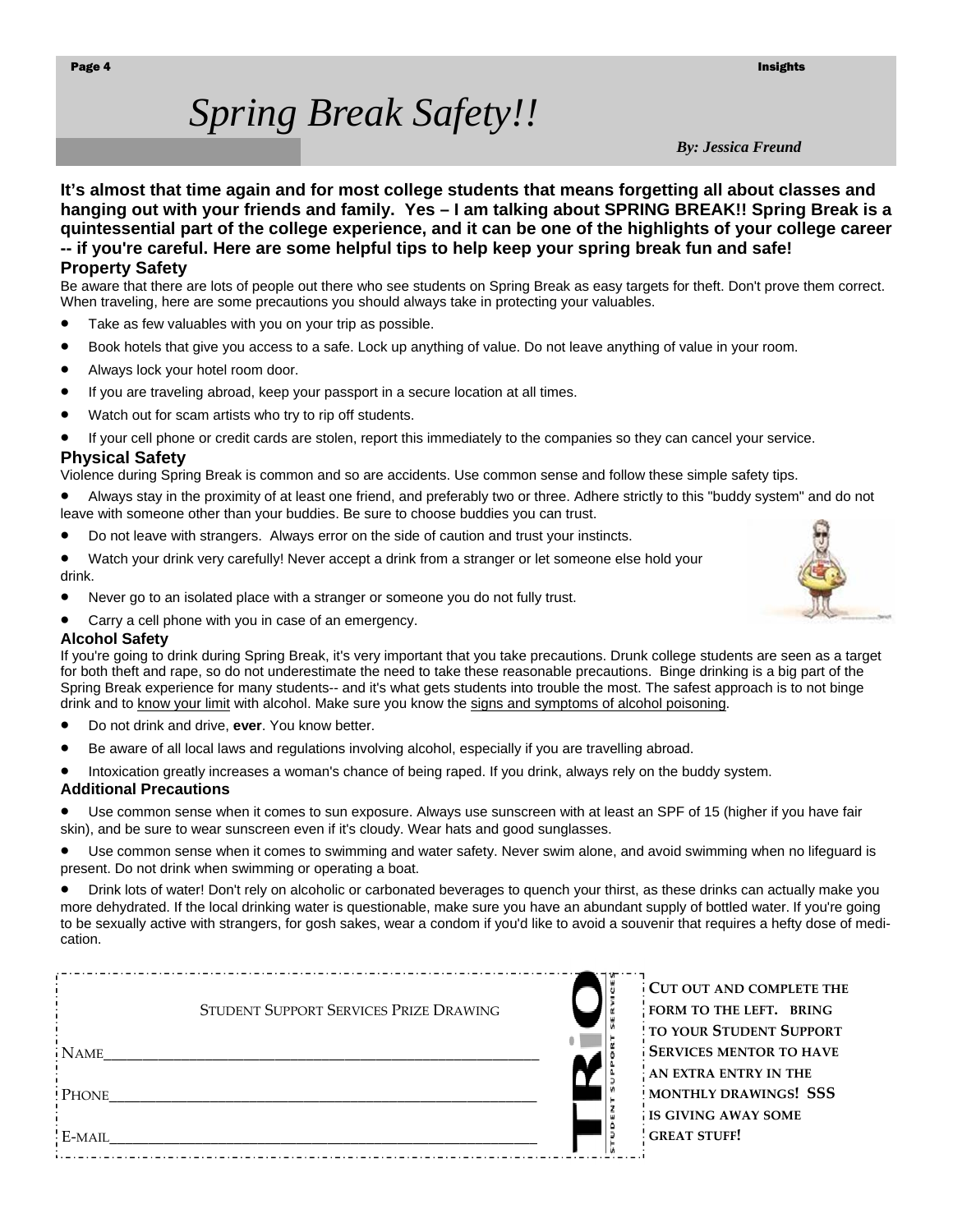# *Spring Break Safety!!*

***By: Jessica Freund***

**It's almost that time again and for most college students that means forgetting all about classes and hanging out with your friends and family. Yes – I am talking about SPRING BREAK!! Spring Break is a quintessential part of the college experience, and it can be one of the highlights of your college career -- if you're careful. Here are some helpful tips to help keep your spring break fun and safe!**

## Property Safety

Be aware that there are lots of people out there who see students on Spring Break as easy targets for theft. Don't prove them correct. When traveling, here are some precautions you should always take in protecting your valuables.

- Take as few valuables with you on your trip as possible.
- Book hotels that give you access to a safe. Lock up anything of value. Do not leave anything of value in your room.
- Always lock your hotel room door.
- If you are traveling abroad, keep your passport in a secure location at all times.
- Watch out for scam artists who try to rip off students.
- If your cell phone or credit cards are stolen, report this immediately to the companies so they can cancel your service.

## Physical Safety

Violence during Spring Break is common and so are accidents. Use common sense and follow these simple safety tips.

- Always stay in the proximity of at least one friend, and preferably two or three. Adhere strictly to this "buddy system" and do not leave with someone other than your buddies. Be sure to choose buddies you can trust.
- Do not leave with strangers. Always error on the side of caution and trust your instincts.
- Watch your drink very carefully! Never accept a drink from a stranger or let someone else hold your drink.
- Never go to an isolated place with a stranger or someone you do not fully trust.
- Carry a cell phone with you in case of an emergency.

## Alcohol Safety

If you're going to drink during Spring Break, it's very important that you take precautions. Drunk college students are seen as a target for both theft and rape, so do not underestimate the need to take these reasonable precautions. Binge drinking is a big part of the Spring Break experience for many students-- and it's what gets students into trouble the most. The safest approach is to not binge drink and to know your limit with alcohol. Make sure you know the signs and symptoms of alcohol poisoning.

- Do not drink and drive, **ever**. You know better.
- Be aware of all local laws and regulations involving alcohol, especially if you are travelling abroad.
- Intoxication greatly increases a woman's chance of being raped. If you drink, always rely on the buddy system.

## Additional Precautions

- Use common sense when it comes to sun exposure. Always use sunscreen with at least an SPF of 15 (higher if you have fair skin), and be sure to wear sunscreen even if it's cloudy. Wear hats and good sunglasses.
- Use common sense when it comes to swimming and water safety. Never swim alone, and avoid swimming when no lifeguard is present. Do not drink when swimming or operating a boat.
- Drink lots of water! Don't rely on alcoholic or carbonated beverages to quench your thirst, as these drinks can actually make you more dehydrated. If the local drinking water is questionable, make sure you have an abundant supply of bottled water. If you're going to be sexually active with strangers, for gosh sakes, wear a condom if you'd like to avoid a souvenir that requires a hefty dose of medication.

---

STUDENT SUPPORT SERVICES PRIZE DRAWING

NAME______________________________________________

PHONE_____________________________________________

E-MAIL_____________________________________________

TRiO STUDENT SUPPORT SERVICES

**CUT OUT AND COMPLETE THE FORM TO THE LEFT. BRING TO YOUR STUDENT SUPPORT SERVICES MENTOR TO HAVE AN EXTRA ENTRY IN THE MONTHLY DRAWINGS! SSS IS GIVING AWAY SOME GREAT STUFF!**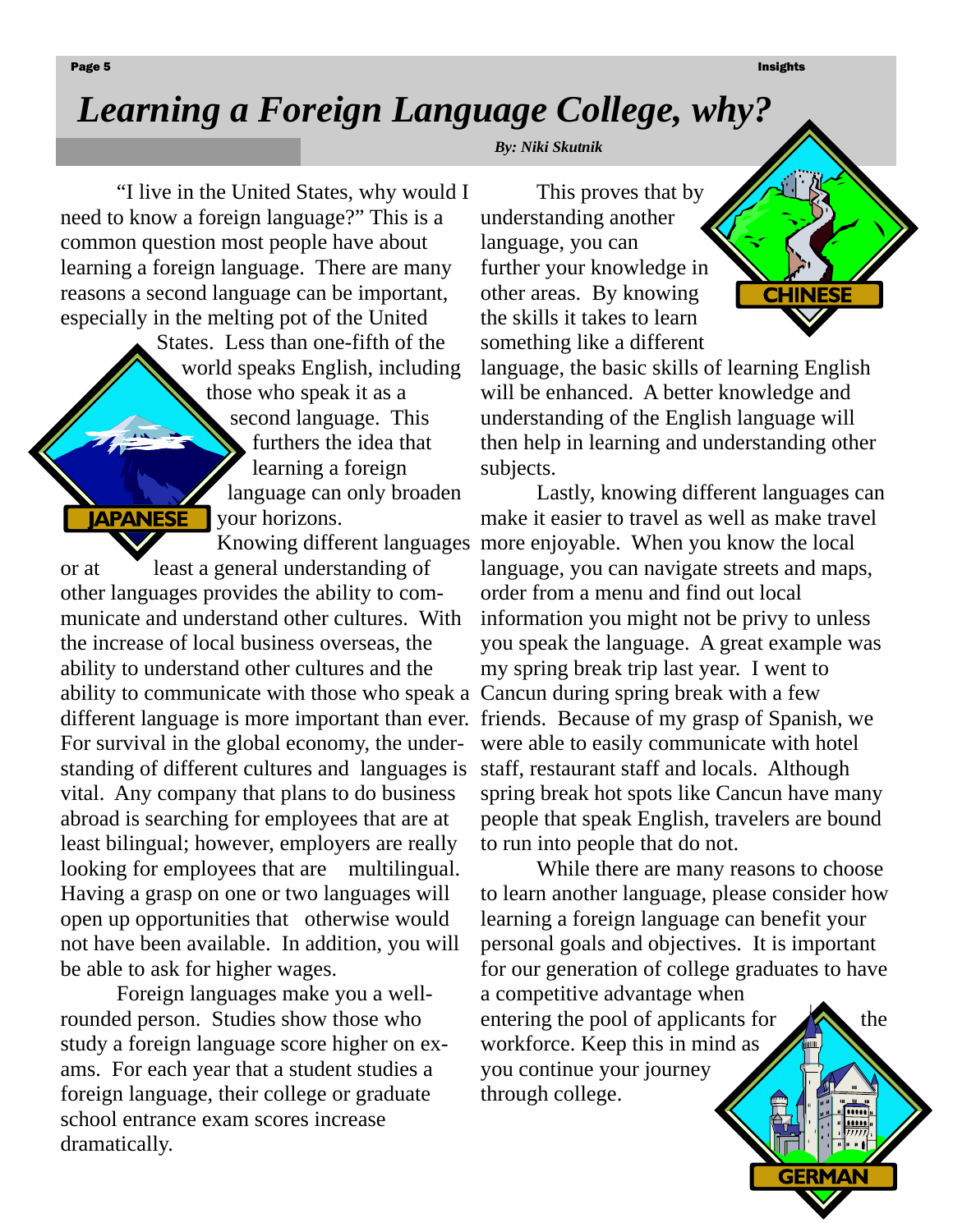# *Learning a Foreign Language College, why?*

***By: Niki Skutnik***

"I live in the United States, why would I need to know a foreign language?" This is a common question most people have about learning a foreign language. There are many reasons a second language can be important, especially in the melting pot of the United States. Less than one-fifth of the world speaks English, including those who speak it as a second language. This furthers the idea that learning a foreign language can only broaden your horizons.

Knowing different languages or at least a general understanding of other languages provides the ability to communicate and understand other cultures. With the increase of local business overseas, the ability to understand other cultures and the ability to communicate with those who speak a different language is more important than ever. For survival in the global economy, the understanding of different cultures and languages is vital. Any company that plans to do business abroad is searching for employees that are at least bilingual; however, employers are really looking for employees that are multilingual. Having a grasp on one or two languages will open up opportunities that otherwise would not have been available. In addition, you will be able to ask for higher wages.

Foreign languages make you a well-rounded person. Studies show those who study a foreign language score higher on exams. For each year that a student studies a foreign language, their college or graduate school entrance exam scores increase dramatically.

This proves that by understanding another language, you can further your knowledge in other areas. By knowing the skills it takes to learn something like a different language, the basic skills of learning English will be enhanced. A better knowledge and understanding of the English language will then help in learning and understanding other subjects.

Lastly, knowing different languages can make it easier to travel as well as make travel more enjoyable. When you know the local language, you can navigate streets and maps, order from a menu and find out local information you might not be privy to unless you speak the language. A great example was my spring break trip last year. I went to Cancun during spring break with a few friends. Because of my grasp of Spanish, we were able to easily communicate with hotel staff, restaurant staff and locals. Although spring break hot spots like Cancun have many people that speak English, travelers are bound to run into people that do not.

While there are many reasons to choose to learn another language, please consider how learning a foreign language can benefit your personal goals and objectives. It is important for our generation of college graduates to have a competitive advantage when entering the pool of applicants for the workforce. Keep this in mind as you continue your journey through college.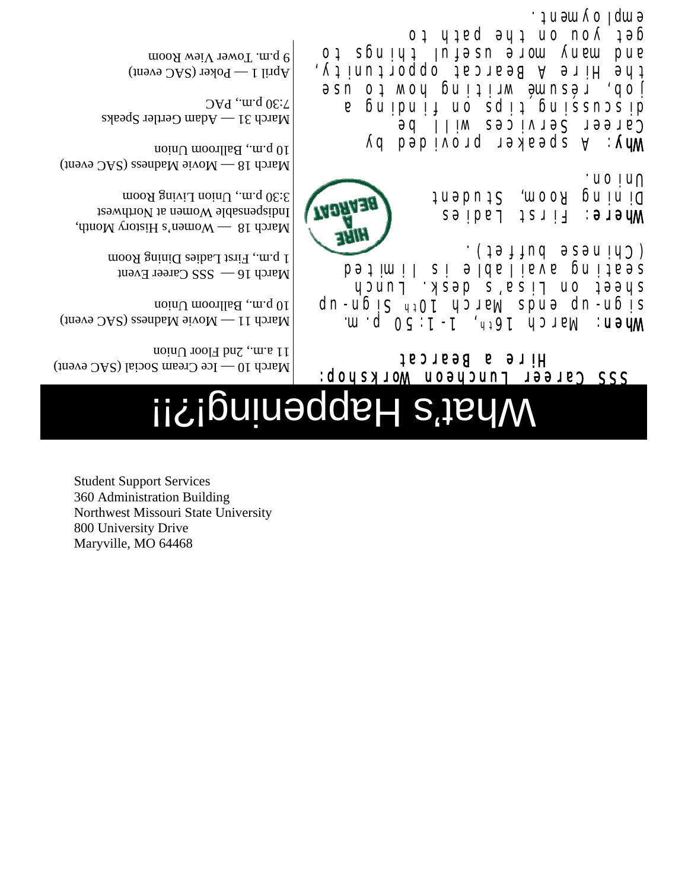# What's Happening!?!!

**SSS Career Luncheon Workshop: Hire a Bearcat**

**When:** March 16th, 1-1:50 p.m. Sign-up ends March 10th Sign-up sheet on Lisa's desk. Lunch seating available is limited (Chinese buffet).

**Where:** First Ladies Dining Room, Student Union.

**Why:** A speaker provided by Career Services will be discussing tips on finding a job, résumé writing how to use the Hire A Bearcat opportunity, and many more useful things to get you on the path to employment.

March 10 — Ice Cream Social (SAC event)
11 a.m., 2nd Floor Union

March 11 — Movie Madness (SAC event)
10 p.m., Ballroom Union

March 16 — SSS Career Event
1 p.m., First Ladies Dining Room

March 18 — Women's History Month, Indispensable Women at Northwest
3:30 p.m., Union Living Room

March 18 — Movie Madness (SAC event)
10 p.m., Ballroom Union

March 31 — Adam Gertler Speaks
7:30 p.m., PAC

April 1 — Poker (SAC event)
9 p.m. Tower View Room

Student Support Services
360 Administration Building
Northwest Missouri State University
800 University Drive
Maryville, MO 64468